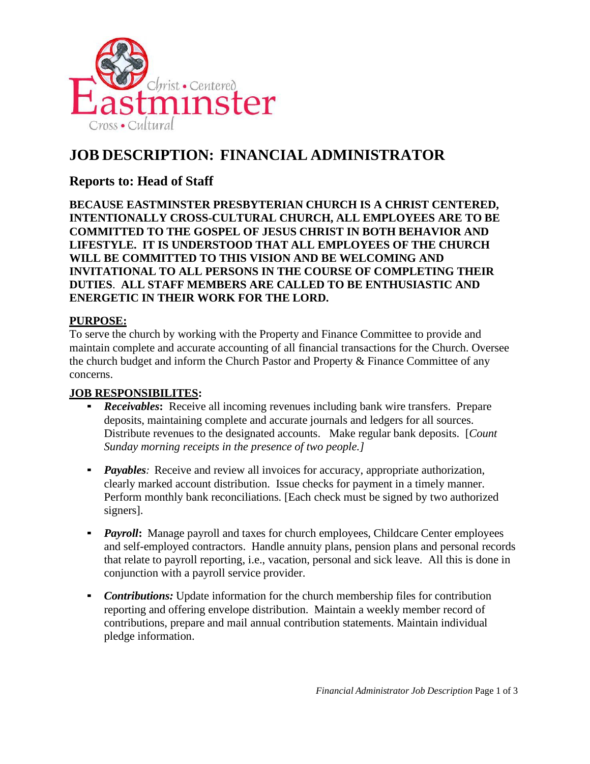Eastminster — Christ • Centered — Cross • Cultural

# JOB DESCRIPTION: FINANCIAL ADMINISTRATOR

## Reports to: Head of Staff

**BECAUSE EASTMINSTER PRESBYTERIAN CHURCH IS A CHRIST CENTERED, INTENTIONALLY CROSS-CULTURAL CHURCH, ALL EMPLOYEES ARE TO BE COMMITTED TO THE GOSPEL OF JESUS CHRIST IN BOTH BEHAVIOR AND LIFESTYLE. IT IS UNDERSTOOD THAT ALL EMPLOYEES OF THE CHURCH WILL BE COMMITTED TO THIS VISION AND BE WELCOMING AND INVITATIONAL TO ALL PERSONS IN THE COURSE OF COMPLETING THEIR DUTIES. ALL STAFF MEMBERS ARE CALLED TO BE ENTHUSIASTIC AND ENERGETIC IN THEIR WORK FOR THE LORD.**

**PURPOSE:**

To serve the church by working with the Property and Finance Committee to provide and maintain complete and accurate accounting of all financial transactions for the Church. Oversee the church budget and inform the Church Pastor and Property & Finance Committee of any concerns.

**JOB RESPONSIBILITES:**

- ***Receivables*:** Receive all incoming revenues including bank wire transfers. Prepare deposits, maintaining complete and accurate journals and ledgers for all sources. Distribute revenues to the designated accounts. Make regular bank deposits. [*Count Sunday morning receipts in the presence of two people.]*

- ***Payables:*** Receive and review all invoices for accuracy, appropriate authorization, clearly marked account distribution. Issue checks for payment in a timely manner. Perform monthly bank reconciliations. [Each check must be signed by two authorized signers].

- ***Payroll*:** Manage payroll and taxes for church employees, Childcare Center employees and self-employed contractors. Handle annuity plans, pension plans and personal records that relate to payroll reporting, i.e., vacation, personal and sick leave. All this is done in conjunction with a payroll service provider.

- ***Contributions:*** Update information for the church membership files for contribution reporting and offering envelope distribution. Maintain a weekly member record of contributions, prepare and mail annual contribution statements. Maintain individual pledge information.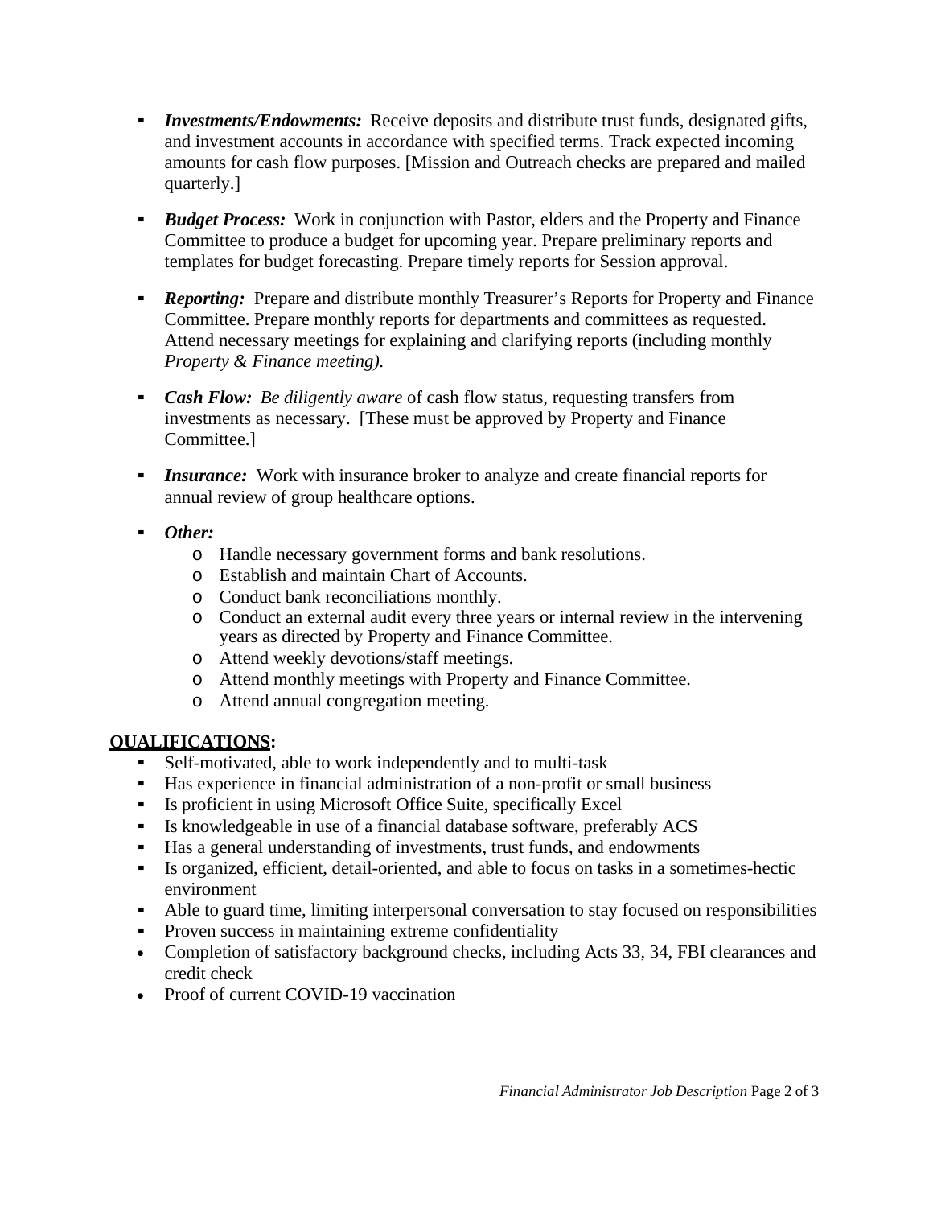- ***Investments/Endowments:*** Receive deposits and distribute trust funds, designated gifts, and investment accounts in accordance with specified terms. Track expected incoming amounts for cash flow purposes. [Mission and Outreach checks are prepared and mailed quarterly.]

- ***Budget Process:*** Work in conjunction with Pastor, elders and the Property and Finance Committee to produce a budget for upcoming year. Prepare preliminary reports and templates for budget forecasting. Prepare timely reports for Session approval.

- ***Reporting:*** Prepare and distribute monthly Treasurer's Reports for Property and Finance Committee. Prepare monthly reports for departments and committees as requested. Attend necessary meetings for explaining and clarifying reports (including monthly *Property & Finance meeting).*

- ***Cash Flow:*** *Be diligently aware* of cash flow status, requesting transfers from investments as necessary. [These must be approved by Property and Finance Committee.]

- ***Insurance:*** Work with insurance broker to analyze and create financial reports for annual review of group healthcare options.

- ***Other:***
  - Handle necessary government forms and bank resolutions.
  - Establish and maintain Chart of Accounts.
  - Conduct bank reconciliations monthly.
  - Conduct an external audit every three years or internal review in the intervening years as directed by Property and Finance Committee.
  - Attend weekly devotions/staff meetings.
  - Attend monthly meetings with Property and Finance Committee.
  - Attend annual congregation meeting.

## QUALIFICATIONS:

- Self-motivated, able to work independently and to multi-task
- Has experience in financial administration of a non-profit or small business
- Is proficient in using Microsoft Office Suite, specifically Excel
- Is knowledgeable in use of a financial database software, preferably ACS
- Has a general understanding of investments, trust funds, and endowments
- Is organized, efficient, detail-oriented, and able to focus on tasks in a sometimes-hectic environment
- Able to guard time, limiting interpersonal conversation to stay focused on responsibilities
- Proven success in maintaining extreme confidentiality
- Completion of satisfactory background checks, including Acts 33, 34, FBI clearances and credit check
- Proof of current COVID-19 vaccination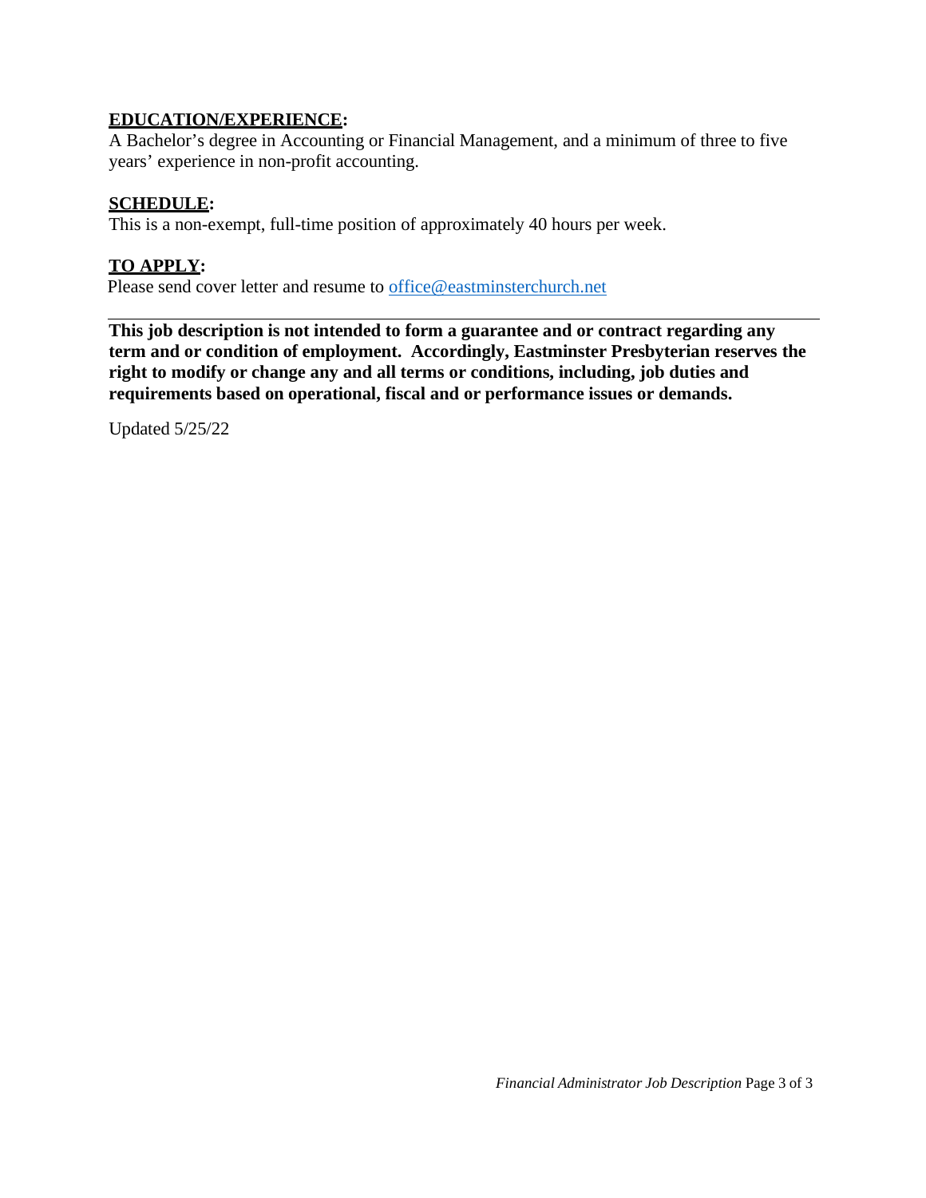**<u>EDUCATION/EXPERIENCE</u>:**

A Bachelor's degree in Accounting or Financial Management, and a minimum of three to five years' experience in non-profit accounting.

**<u>SCHEDULE</u>:**

This is a non-exempt, full-time position of approximately 40 hours per week.

**<u>TO APPLY</u>:**

Please send cover letter and resume to office@eastminsterchurch.net

---

**This job description is not intended to form a guarantee and or contract regarding any term and or condition of employment. Accordingly, Eastminster Presbyterian reserves the right to modify or change any and all terms or conditions, including, job duties and requirements based on operational, fiscal and or performance issues or demands.**

Updated 5/25/22